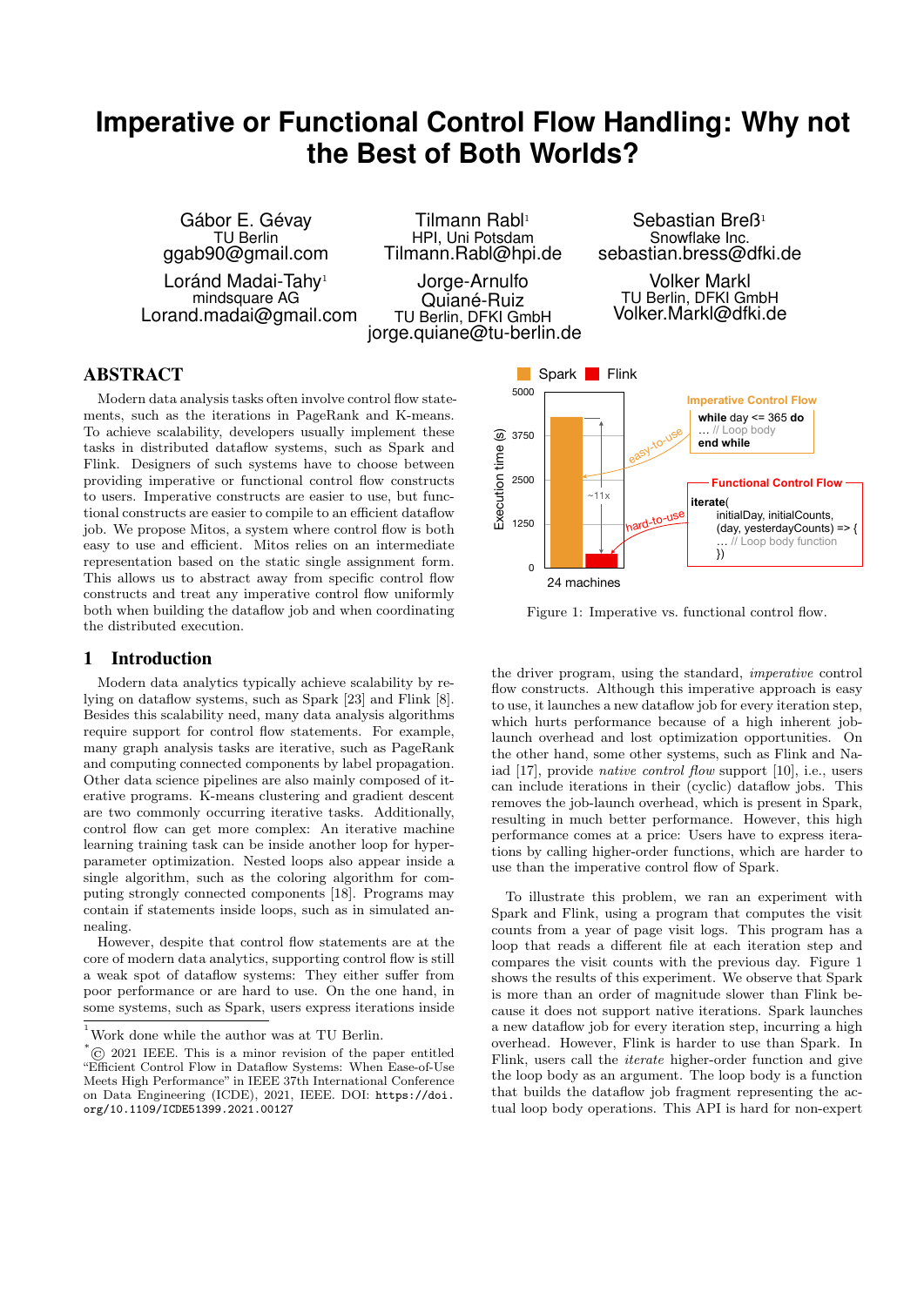# Imperative or Functional Control Flow Handling: Why not the Best of Both Worlds?

Gábor E. Gévay
TU Berlin
ggab90@gmail.com

Tilmann Rabl[1]
HPI, Uni Potsdam
Tilmann.Rabl@hpi.de

Sebastian Breß[1]
Snowflake Inc.
sebastian.bress@dfki.de

Loránd Madai-Tahy[1]
mindsquare AG
Lorand.madai@gmail.com

Jorge-Arnulfo Quiané-Ruiz
TU Berlin, DFKI GmbH
jorge.quiane@tu-berlin.de

Volker Markl
TU Berlin, DFKI GmbH
Volker.Markl@dfki.de

## ABSTRACT

Modern data analysis tasks often involve control flow statements, such as the iterations in PageRank and K-means. To achieve scalability, developers usually implement these tasks in distributed dataflow systems, such as Spark and Flink. Designers of such systems have to choose between providing imperative or functional control flow constructs to users. Imperative constructs are easier to use, but functional constructs are easier to compile to an efficient dataflow job. We propose Mitos, a system where control flow is both easy to use and efficient. Mitos relies on an intermediate representation based on the static single assignment form. This allows us to abstract away from specific control flow constructs and treat any imperative control flow uniformly both when building the dataflow job and when coordinating the distributed execution.

## 1 Introduction

Modern data analytics typically achieve scalability by relying on dataflow systems, such as Spark [23] and Flink [8]. Besides this scalability need, many data analysis algorithms require support for control flow statements. For example, many graph analysis tasks are iterative, such as PageRank and computing connected components by label propagation. Other data science pipelines are also mainly composed of iterative programs. K-means clustering and gradient descent are two commonly occurring iterative tasks. Additionally, control flow can get more complex: An iterative machine learning training task can be inside another loop for hyperparameter optimization. Nested loops also appear inside a single algorithm, such as the coloring algorithm for computing strongly connected components [18]. Programs may contain if statements inside loops, such as in simulated annealing.

However, despite that control flow statements are at the core of modern data analytics, supporting control flow is still a weak spot of dataflow systems: They either suffer from poor performance or are hard to use. On the one hand, in some systems, such as Spark, users express iterations inside the driver program, using the standard, *imperative* control flow constructs. Although this imperative approach is easy to use, it launches a new dataflow job for every iteration step, which hurts performance because of a high inherent job-launch overhead and lost optimization opportunities. On the other hand, some other systems, such as Flink and Naiad [17], provide *native control flow* support [10], i.e., users can include iterations in their (cyclic) dataflow jobs. This removes the job-launch overhead, which is present in Spark, resulting in much better performance. However, this high performance comes at a price: Users have to express iterations by calling higher-order functions, which are harder to use than the imperative control flow of Spark.

Spark | Flink

Execution time (s): 0, 1250, 2500, 3750, 5000 — 24 machines — ~11x

Imperative Control Flow (easy-to-use):
```
while day <= 365 do
  ... // Loop body
end while
```

Functional Control Flow (hard-to-use):
```
iterate(
  initialDay, initialCounts,
  (day, yesterdayCounts) => {
  ... // Loop body function
  })
```

Figure 1: Imperative vs. functional control flow.

To illustrate this problem, we ran an experiment with Spark and Flink, using a program that computes the visit counts from a year of page visit logs. This program has a loop that reads a different file at each iteration step and compares the visit counts with the previous day. Figure 1 shows the results of this experiment. We observe that Spark is more than an order of magnitude slower than Flink because it does not support native iterations. Spark launches a new dataflow job for every iteration step, incurring a high overhead. However, Flink is harder to use than Spark. In Flink, users call the *iterate* higher-order function and give the loop body as an argument. The loop body is a function that builds the dataflow job fragment representing the actual loop body operations. This API is hard for non-expert

[1] Work done while the author was at TU Berlin.

* © 2021 IEEE. This is a minor revision of the paper entitled "Efficient Control Flow in Dataflow Systems: When Ease-of-Use Meets High Performance" in IEEE 37th International Conference on Data Engineering (ICDE), 2021, IEEE. DOI: https://doi.org/10.1109/ICDE51399.2021.00127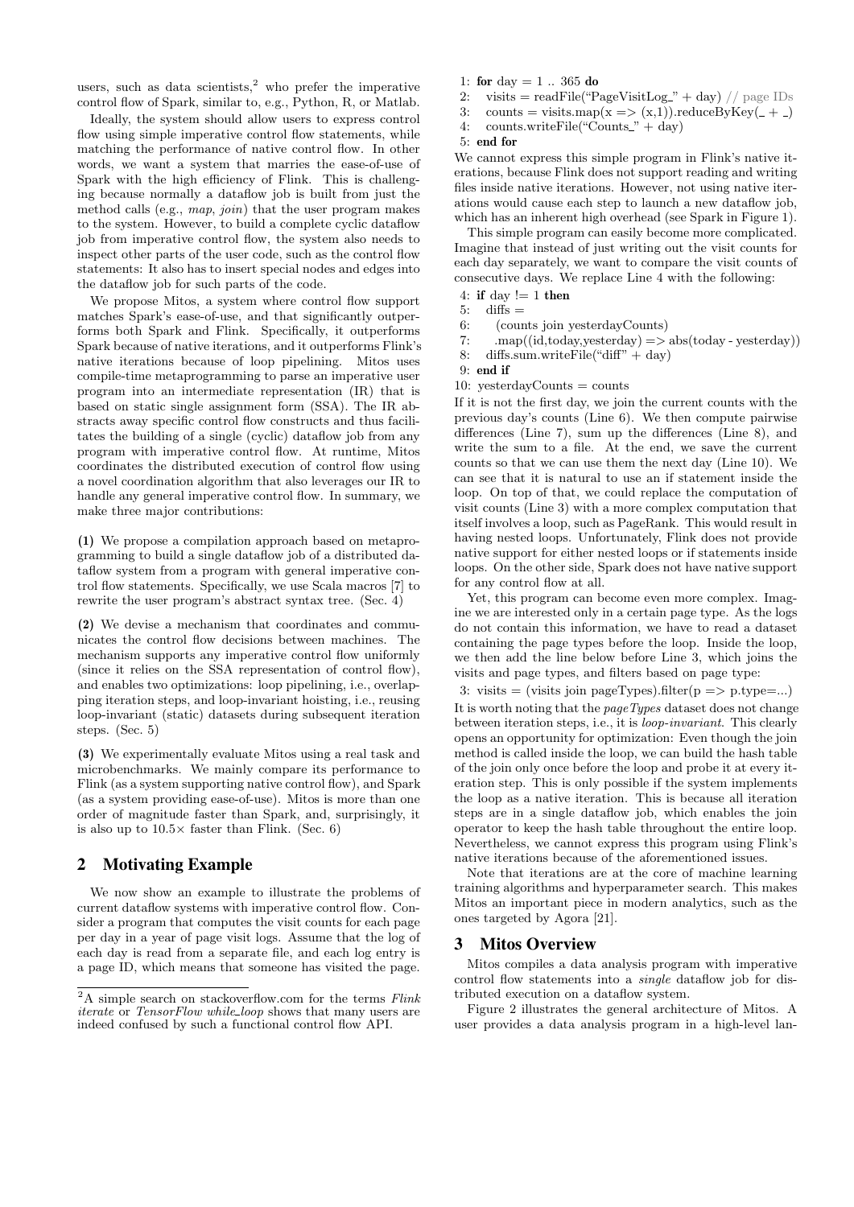users, such as data scientists,[2] who prefer the imperative control flow of Spark, similar to, e.g., Python, R, or Matlab.

Ideally, the system should allow users to express control flow using simple imperative control flow statements, while matching the performance of native control flow. In other words, we want a system that marries the ease-of-use of Spark with the high efficiency of Flink. This is challenging because normally a dataflow job is built from just the method calls (e.g., *map*, *join*) that the user program makes to the system. However, to build a complete cyclic dataflow job from imperative control flow, the system also needs to inspect other parts of the user code, such as the control flow statements: It also has to insert special nodes and edges into the dataflow job for such parts of the code.

We propose Mitos, a system where control flow support matches Spark's ease-of-use, and that significantly outperforms both Spark and Flink. Specifically, it outperforms Spark because of native iterations, and it outperforms Flink's native iterations because of loop pipelining. Mitos uses compile-time metaprogramming to parse an imperative user program into an intermediate representation (IR) that is based on static single assignment form (SSA). The IR abstracts away specific control flow constructs and thus facilitates the building of a single (cyclic) dataflow job from any program with imperative control flow. At runtime, Mitos coordinates the distributed execution of control flow using a novel coordination algorithm that also leverages our IR to handle any general imperative control flow. In summary, we make three major contributions:

**(1)** We propose a compilation approach based on metaprogramming to build a single dataflow job of a distributed dataflow system from a program with general imperative control flow statements. Specifically, we use Scala macros [7] to rewrite the user program's abstract syntax tree. (Sec. 4)

**(2)** We devise a mechanism that coordinates and communicates the control flow decisions between machines. The mechanism supports any imperative control flow uniformly (since it relies on the SSA representation of control flow), and enables two optimizations: loop pipelining, i.e., overlapping iteration steps, and loop-invariant hoisting, i.e., reusing loop-invariant (static) datasets during subsequent iteration steps. (Sec. 5)

**(3)** We experimentally evaluate Mitos using a real task and microbenchmarks. We mainly compare its performance to Flink (as a system supporting native control flow), and Spark (as a system providing ease-of-use). Mitos is more than one order of magnitude faster than Spark, and, surprisingly, it is also up to 10.5× faster than Flink. (Sec. 6)

## 2 Motivating Example

We now show an example to illustrate the problems of current dataflow systems with imperative control flow. Consider a program that computes the visit counts for each page per day in a year of page visit logs. Assume that the log of each day is read from a separate file, and each log entry is a page ID, which means that someone has visited the page.

```
1: for day = 1 .. 365 do
2:   visits = readFile("PageVisitLog_" + day) // page IDs
3:   counts = visits.map(x => (x,1)).reduceByKey(_ + _)
4:   counts.writeFile("Counts_" + day)
5: end for
```

We cannot express this simple program in Flink's native iterations, because Flink does not support reading and writing files inside native iterations. However, not using native iterations would cause each step to launch a new dataflow job, which has an inherent high overhead (see Spark in Figure 1).

This simple program can easily become more complicated. Imagine that instead of just writing out the visit counts for each day separately, we want to compare the visit counts of consecutive days. We replace Line 4 with the following:

```
4: if day != 1 then
5:   diffs =
6:     (counts join yesterdayCounts)
7:     .map((id,today,yesterday) => abs(today - yesterday))
8:   diffs.sum.writeFile("diff" + day)
9: end if
10: yesterdayCounts = counts
```

If it is not the first day, we join the current counts with the previous day's counts (Line 6). We then compute pairwise differences (Line 7), sum up the differences (Line 8), and write the sum to a file. At the end, we save the current counts so that we can use them the next day (Line 10). We can see that it is natural to use an if statement inside the loop. On top of that, we could replace the computation of visit counts (Line 3) with a more complex computation that itself involves a loop, such as PageRank. This would result in having nested loops. Unfortunately, Flink does not provide native support for either nested loops or if statements inside loops. On the other side, Spark does not have native support for any control flow at all.

Yet, this program can become even more complex. Imagine we are interested only in a certain page type. As the logs do not contain this information, we have to read a dataset containing the page types before the loop. Inside the loop, we then add the line below before Line 3, which joins the visits and page types, and filters based on page type:

```
3: visits = (visits join pageTypes).filter(p => p.type=...)
```

It is worth noting that the *pageTypes* dataset does not change between iteration steps, i.e., it is *loop-invariant*. This clearly opens an opportunity for optimization: Even though the join method is called inside the loop, we can build the hash table of the join only once before the loop and probe it at every iteration step. This is only possible if the system implements the loop as a native iteration. This is because all iteration steps are in a single dataflow job, which enables the join operator to keep the hash table throughout the entire loop. Nevertheless, we cannot express this program using Flink's native iterations because of the aforementioned issues.

Note that iterations are at the core of machine learning training algorithms and hyperparameter search. This makes Mitos an important piece in modern analytics, such as the ones targeted by Agora [21].

## 3 Mitos Overview

Mitos compiles a data analysis program with imperative control flow statements into a *single* dataflow job for distributed execution on a dataflow system.

Figure 2 illustrates the general architecture of Mitos. A user provides a data analysis program in a high-level lan-

[2] A simple search on stackoverflow.com for the terms *Flink iterate* or *TensorFlow while_loop* shows that many users are indeed confused by such a functional control flow API.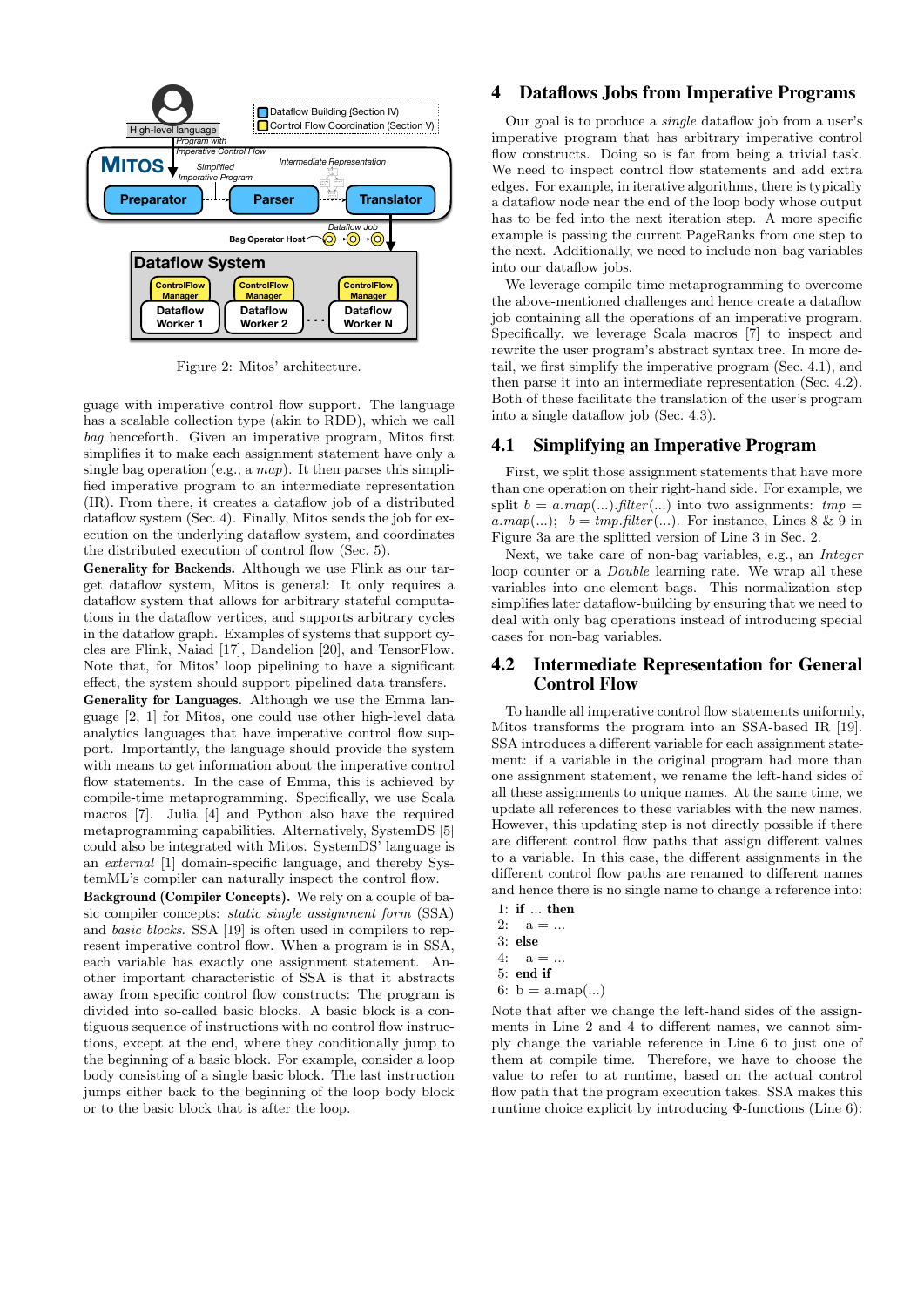Figure 2: Mitos' architecture.

guage with imperative control flow support. The language has a scalable collection type (akin to RDD), which we call *bag* henceforth. Given an imperative program, Mitos first simplifies it to make each assignment statement have only a single bag operation (e.g., a *map*). It then parses this simplified imperative program to an intermediate representation (IR). From there, it creates a dataflow job of a distributed dataflow system (Sec. 4). Finally, Mitos sends the job for execution on the underlying dataflow system, and coordinates the distributed execution of control flow (Sec. 5).

**Generality for Backends.** Although we use Flink as our target dataflow system, Mitos is general: It only requires a dataflow system that allows for arbitrary stateful computations in the dataflow vertices, and supports arbitrary cycles in the dataflow graph. Examples of systems that support cycles are Flink, Naiad [17], Dandelion [20], and TensorFlow. Note that, for Mitos' loop pipelining to have a significant effect, the system should support pipelined data transfers.

**Generality for Languages.** Although we use the Emma language [2, 1] for Mitos, one could use other high-level data analytics languages that have imperative control flow support. Importantly, the language should provide the system with means to get information about the imperative control flow statements. In the case of Emma, this is achieved by compile-time metaprogramming. Specifically, we use Scala macros [7]. Julia [4] and Python also have the required metaprogramming capabilities. Alternatively, SystemDS [5] could also be integrated with Mitos. SystemDS' language is an *external* [1] domain-specific language, and thereby SystemML's compiler can naturally inspect the control flow.

**Background (Compiler Concepts).** We rely on a couple of basic compiler concepts: *static single assignment form* (SSA) and *basic blocks*. SSA [19] is often used in compilers to represent imperative control flow. When a program is in SSA, each variable has exactly one assignment statement. Another important characteristic of SSA is that it abstracts away from specific control flow constructs: The program is divided into so-called basic blocks. A basic block is a contiguous sequence of instructions with no control flow instructions, except at the end, where they conditionally jump to the beginning of a basic block. For example, consider a loop body consisting of a single basic block. The last instruction jumps either back to the beginning of the loop body block or to the basic block that is after the loop.

## 4 Dataflows Jobs from Imperative Programs

Our goal is to produce a *single* dataflow job from a user's imperative program that has arbitrary imperative control flow constructs. Doing so is far from being a trivial task. We need to inspect control flow statements and add extra edges. For example, in iterative algorithms, there is typically a dataflow node near the end of the loop body whose output has to be fed into the next iteration step. A more specific example is passing the current PageRanks from one step to the next. Additionally, we need to include non-bag variables into our dataflow jobs.

We leverage compile-time metaprogramming to overcome the above-mentioned challenges and hence create a dataflow job containing all the operations of an imperative program. Specifically, we leverage Scala macros [7] to inspect and rewrite the user program's abstract syntax tree. In more detail, we first simplify the imperative program (Sec. 4.1), and then parse it into an intermediate representation (Sec. 4.2). Both of these facilitate the translation of the user's program into a single dataflow job (Sec. 4.3).

### 4.1 Simplifying an Imperative Program

First, we split those assignment statements that have more than one operation on their right-hand side. For example, we split $b = a.map(...).filter(...)$ into two assignments: $tmp = a.map(...)$; $b = tmp.filter(...)$. For instance, Lines 8 & 9 in Figure 3a are the splitted version of Line 3 in Sec. 2.

Next, we take care of non-bag variables, e.g., an *Integer* loop counter or a *Double* learning rate. We wrap all these variables into one-element bags. This normalization step simplifies later dataflow-building by ensuring that we need to deal with only bag operations instead of introducing special cases for non-bag variables.

### 4.2 Intermediate Representation for General Control Flow

To handle all imperative control flow statements uniformly, Mitos transforms the program into an SSA-based IR [19]. SSA introduces a different variable for each assignment statement: if a variable in the original program had more than one assignment statement, we rename the left-hand sides of all these assignments to unique names. At the same time, we update all references to these variables with the new names. However, this updating step is not directly possible if there are different control flow paths that assign different values to a variable. In this case, the different assignments in the different control flow paths are renamed to different names and hence there is no single name to change a reference into:

```
1: if ... then
2:   a = ...
3: else
4:   a = ...
5: end if
6: b = a.map(...)
```

Note that after we change the left-hand sides of the assignments in Line 2 and 4 to different names, we cannot simply change the variable reference in Line 6 to just one of them at compile time. Therefore, we have to choose the value to refer to at runtime, based on the actual control flow path that the program execution takes. SSA makes this runtime choice explicit by introducing Φ-functions (Line 6):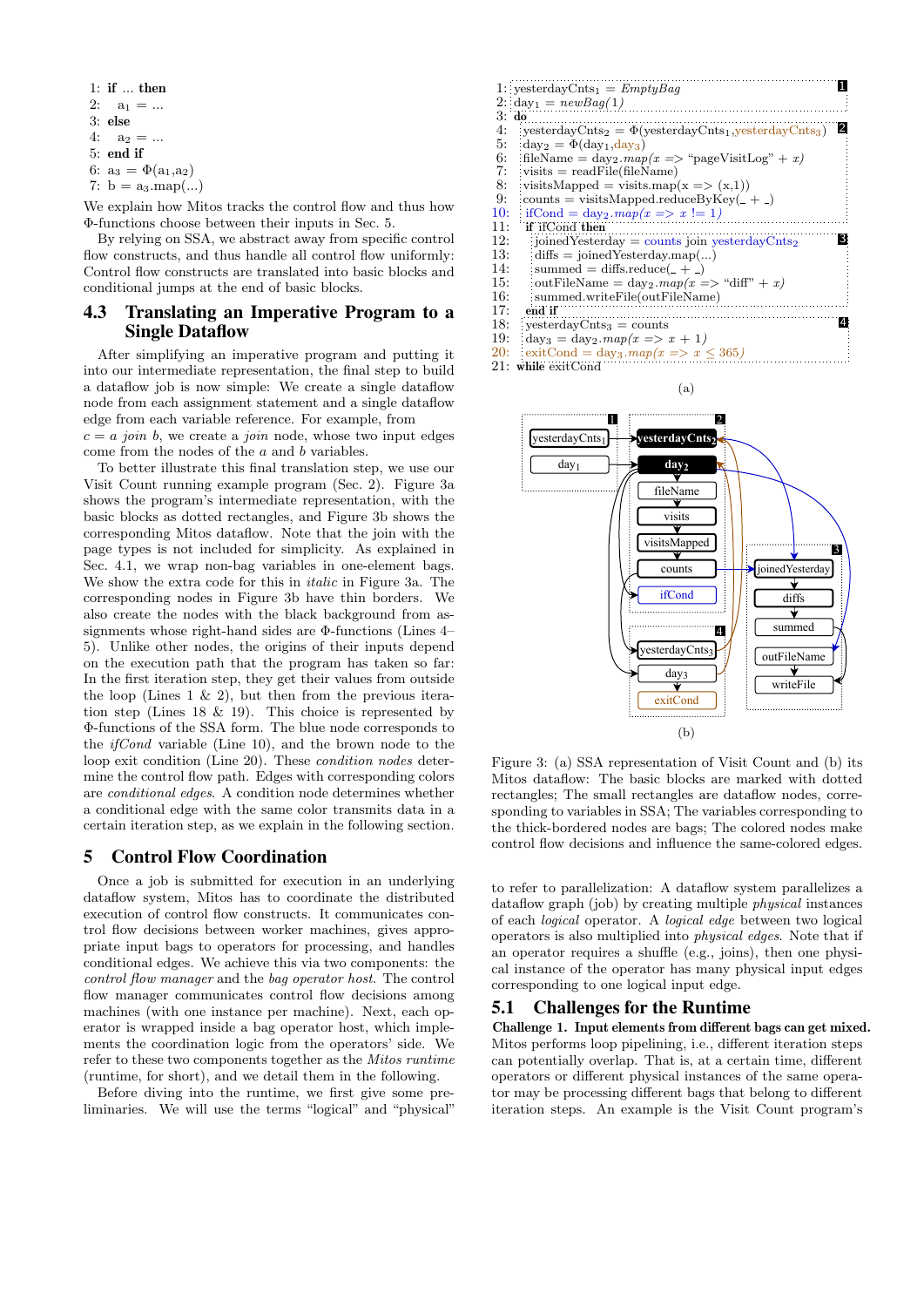```
1: if ... then
2:   a1 = ...
3: else
4:   a2 = ...
5: end if
6: a3 = Φ(a1,a2)
7: b = a3.map(...)
```

We explain how Mitos tracks the control flow and thus how Φ-functions choose between their inputs in Sec. 5.

By relying on SSA, we abstract away from specific control flow constructs, and thus handle all control flow uniformly: Control flow constructs are translated into basic blocks and conditional jumps at the end of basic blocks.

## 4.3 Translating an Imperative Program to a Single Dataflow

After simplifying an imperative program and putting it into our intermediate representation, the final step to build a dataflow job is now simple: We create a single dataflow node from each assignment statement and a single dataflow edge from each variable reference. For example, from $c = a$ *join* $b$, we create a *join* node, whose two input edges come from the nodes of the $a$ and $b$ variables.

To better illustrate this final translation step, we use our Visit Count running example program (Sec. 2). Figure 3a shows the program's intermediate representation, with the basic blocks as dotted rectangles, and Figure 3b shows the corresponding Mitos dataflow. Note that the join with the page types is not included for simplicity. As explained in Sec. 4.1, we wrap non-bag variables in one-element bags. We show the extra code for this in *italic* in Figure 3a. The corresponding nodes in Figure 3b have thin borders. We also create the nodes with the black background from assignments whose right-hand sides are Φ-functions (Lines 4–5). Unlike other nodes, the origins of their inputs depend on the execution path that the program has taken so far: In the first iteration step, they get their values from outside the loop (Lines 1 & 2), but then from the previous iteration step (Lines 18 & 19). This choice is represented by Φ-functions of the SSA form. The blue node corresponds to the *ifCond* variable (Line 10), and the brown node to the loop exit condition (Line 20). These *condition nodes* determine the control flow path. Edges with corresponding colors are *conditional edges*. A condition node determines whether a conditional edge with the same color transmits data in a certain iteration step, as we explain in the following section.

```
1: yesterdayCnts1 = EmptyBag                                        [1]
2: day1 = newBag(1)
3: do
4:   yesterdayCnts2 = Φ(yesterdayCnts1,yesterdayCnts3)              [2]
5:   day2 = Φ(day1,day3)
6:   fileName = day2.map(x => "pageVisitLog" + x)
7:   visits = readFile(fileName)
8:   visitsMapped = visits.map(x => (x,1))
9:   counts = visitsMapped.reduceByKey(_ + _)
10:  ifCond = day2.map(x => x != 1)
11:  if ifCond then
12:    joinedYesterday = counts join yesterdayCnts2                 [3]
13:    diffs = joinedYesterday.map(...)
14:    summed = diffs.reduce(_ + _)
15:    outFileName = day2.map(x => "diff" + x)
16:    summed.writeFile(outFileName)
17:  end if
18:  yesterdayCnts3 = counts                                        [4]
19:  day3 = day2.map(x => x + 1)
20:  exitCond = day3.map(x => x ≤ 365)
21: while exitCond
```

(a)

(b)

Figure 3: (a) SSA representation of Visit Count and (b) its Mitos dataflow: The basic blocks are marked with dotted rectangles; The small rectangles are dataflow nodes, corresponding to variables in SSA; The variables corresponding to the thick-bordered nodes are bags; The colored nodes make control flow decisions and influence the same-colored edges.

# 5 Control Flow Coordination

Once a job is submitted for execution in an underlying dataflow system, Mitos has to coordinate the distributed execution of control flow constructs. It communicates control flow decisions between worker machines, gives appropriate input bags to operators for processing, and handles conditional edges. We achieve this via two components: the *control flow manager* and the *bag operator host*. The control flow manager communicates control flow decisions among machines (with one instance per machine). Next, each operator is wrapped inside a bag operator host, which implements the coordination logic from the operators' side. We refer to these two components together as the *Mitos runtime* (runtime, for short), and we detail them in the following.

Before diving into the runtime, we first give some preliminaries. We will use the terms "logical" and "physical" to refer to parallelization: A dataflow system parallelizes a dataflow graph (job) by creating multiple *physical* instances of each *logical* operator. A *logical edge* between two logical operators is also multiplied into *physical edges*. Note that if an operator requires a shuffle (e.g., joins), then one physical instance of the operator has many physical input edges corresponding to one logical input edge.

## 5.1 Challenges for the Runtime

**Challenge 1. Input elements from different bags can get mixed.** Mitos performs loop pipelining, i.e., different iteration steps can potentially overlap. That is, at a certain time, different operators or different physical instances of the same operator may be processing different bags that belong to different iteration steps. An example is the Visit Count program's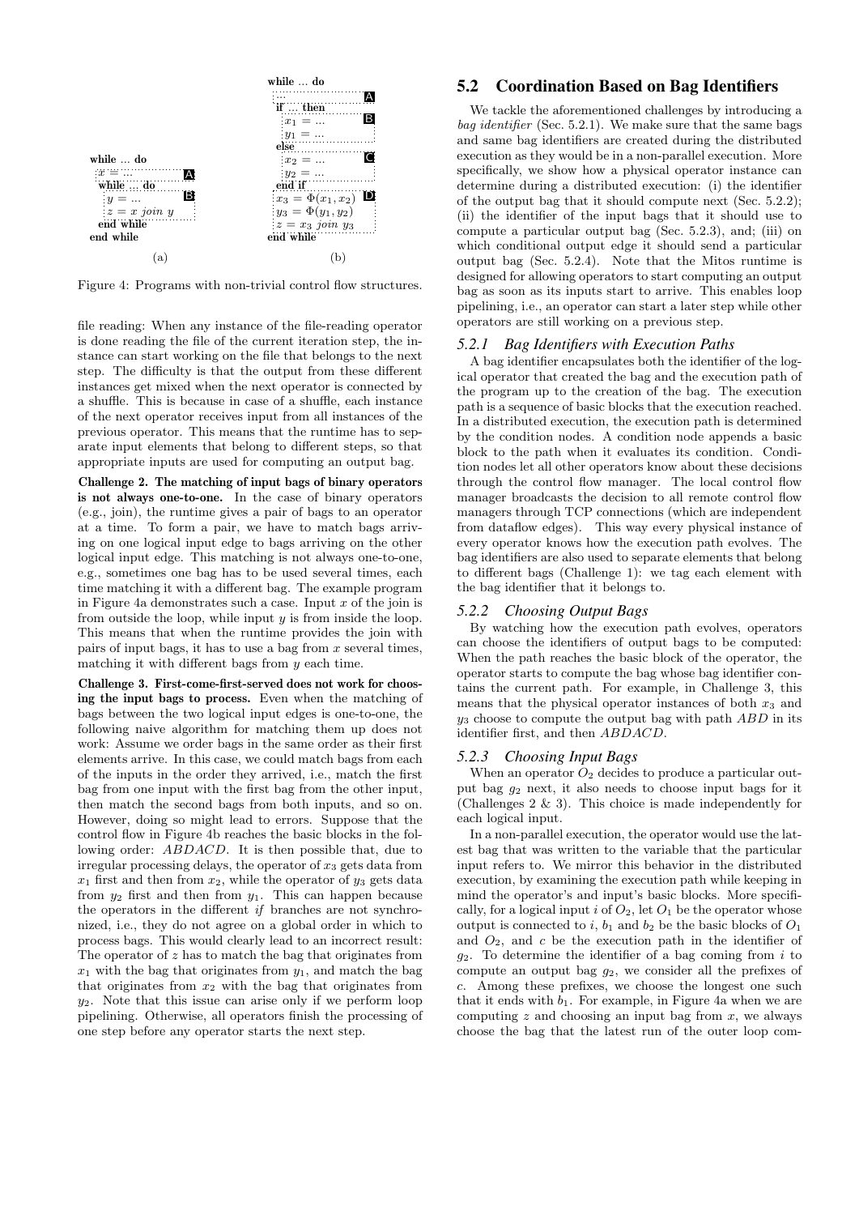```
while ... do
  x = ...              A
  while ... do
    y = ...            B
    z = x join y
  end while
end while
```

(a)

```
while ... do
  ...                  A
  if ... then
    x1 = ...           B
    y1 = ...
  else
    x2 = ...           C
    y2 = ...
  end if
  x3 = Φ(x1, x2)       D
  y3 = Φ(y1, y2)
  z = x3 join y3
end while
```

(b)

Figure 4: Programs with non-trivial control flow structures.

file reading: When any instance of the file-reading operator is done reading the file of the current iteration step, the instance can start working on the file that belongs to the next step. The difficulty is that the output from these different instances get mixed when the next operator is connected by a shuffle. This is because in case of a shuffle, each instance of the next operator receives input from all instances of the previous operator. This means that the runtime has to separate input elements that belong to different steps, so that appropriate inputs are used for computing an output bag.

**Challenge 2. The matching of input bags of binary operators is not always one-to-one.** In the case of binary operators (e.g., join), the runtime gives a pair of bags to an operator at a time. To form a pair, we have to match bags arriving on one logical input edge to bags arriving on the other logical input edge. This matching is not always one-to-one, e.g., sometimes one bag has to be used several times, each time matching it with a different bag. The example program in Figure 4a demonstrates such a case. Input $x$ of the join is from outside the loop, while input $y$ is from inside the loop. This means that when the runtime provides the join with pairs of input bags, it has to use a bag from $x$ several times, matching it with different bags from $y$ each time.

**Challenge 3. First-come-first-served does not work for choosing the input bags to process.** Even when the matching of bags between the two logical input edges is one-to-one, the following naive algorithm for matching them up does not work: Assume we order bags in the same order as their first elements arrive. In this case, we could match bags from each of the inputs in the order they arrived, i.e., match the first bag from one input with the first bag from the other input, then match the second bags from both inputs, and so on. However, doing so might lead to errors. Suppose that the control flow in Figure 4b reaches the basic blocks in the following order: $ABDACD$. It is then possible that, due to irregular processing delays, the operator of $x_3$ gets data from $x_1$ first and then from $x_2$, while the operator of $y_3$ gets data from $y_2$ first and then from $y_1$. This can happen because the operators in the different *if* branches are not synchronized, i.e., they do not agree on a global order in which to process bags. This would clearly lead to an incorrect result: The operator of $z$ has to match the bag that originates from $x_1$ with the bag that originates from $y_1$, and match the bag that originates from $x_2$ with the bag that originates from $y_2$. Note that this issue can arise only if we perform loop pipelining. Otherwise, all operators finish the processing of one step before any operator starts the next step.

## 5.2 Coordination Based on Bag Identifiers

We tackle the aforementioned challenges by introducing a *bag identifier* (Sec. 5.2.1). We make sure that the same bags and same bag identifiers are created during the distributed execution as they would be in a non-parallel execution. More specifically, we show how a physical operator instance can determine during a distributed execution: (i) the identifier of the output bag that it should compute next (Sec. 5.2.2); (ii) the identifier of the input bags that it should use to compute a particular output bag (Sec. 5.2.3), and; (iii) on which conditional output edge it should send a particular output bag (Sec. 5.2.4). Note that the Mitos runtime is designed for allowing operators to start computing an output bag as soon as its inputs start to arrive. This enables loop pipelining, i.e., an operator can start a later step while other operators are still working on a previous step.

### 5.2.1 Bag Identifiers with Execution Paths

A bag identifier encapsulates both the identifier of the logical operator that created the bag and the execution path of the program up to the creation of the bag. The execution path is a sequence of basic blocks that the execution reached. In a distributed execution, the execution path is determined by the condition nodes. A condition node appends a basic block to the path when it evaluates its condition. Condition nodes let all other operators know about these decisions through the control flow manager. The local control flow manager broadcasts the decision to all remote control flow managers through TCP connections (which are independent from dataflow edges). This way every physical instance of every operator knows how the execution path evolves. The bag identifiers are also used to separate elements that belong to different bags (Challenge 1): we tag each element with the bag identifier that it belongs to.

### 5.2.2 Choosing Output Bags

By watching how the execution path evolves, operators can choose the identifiers of output bags to be computed: When the path reaches the basic block of the operator, the operator starts to compute the bag whose bag identifier contains the current path. For example, in Challenge 3, this means that the physical operator instances of both $x_3$ and $y_3$ choose to compute the output bag with path $ABD$ in its identifier first, and then $ABDACD$.

### 5.2.3 Choosing Input Bags

When an operator $O_2$ decides to produce a particular output bag $g_2$ next, it also needs to choose input bags for it (Challenges 2 & 3). This choice is made independently for each logical input.

In a non-parallel execution, the operator would use the latest bag that was written to the variable that the particular input refers to. We mirror this behavior in the distributed execution, by examining the execution path while keeping in mind the operator's and input's basic blocks. More specifically, for a logical input $i$ of $O_2$, let $O_1$ be the operator whose output is connected to $i$, $b_1$ and $b_2$ be the basic blocks of $O_1$ and $O_2$, and $c$ be the execution path in the identifier of $g_2$. To determine the identifier of a bag coming from $i$ to compute an output bag $g_2$, we consider all the prefixes of $c$. Among these prefixes, we choose the longest one such that it ends with $b_1$. For example, in Figure 4a when we are computing $z$ and choosing an input bag from $x$, we always choose the bag that the latest run of the outer loop com-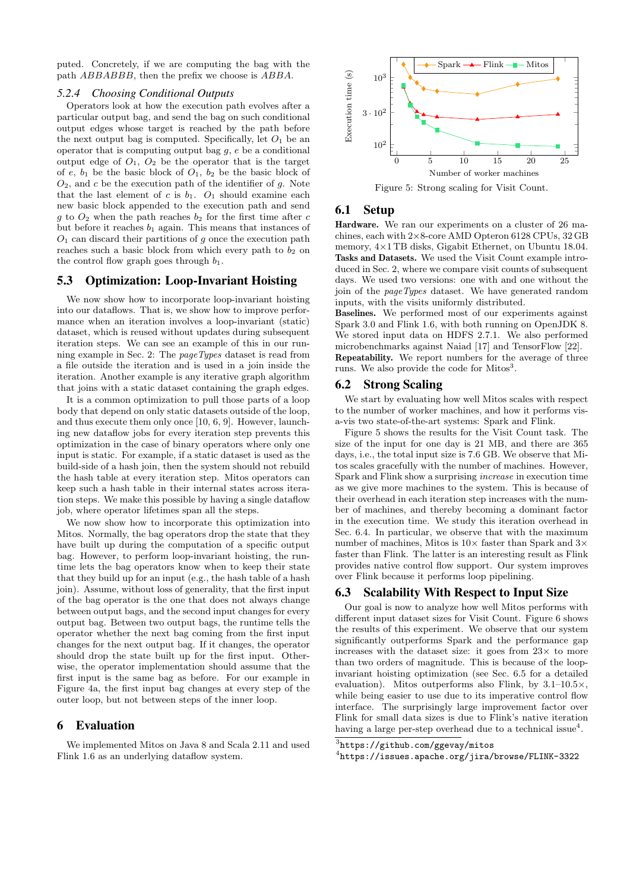puted. Concretely, if we are computing the bag with the path $ABBABBB$, then the prefix we choose is $ABBA$.

### 5.2.4 Choosing Conditional Outputs

Operators look at how the execution path evolves after a particular output bag, and send the bag on such conditional output edges whose target is reached by the path before the next output bag is computed. Specifically, let $O_1$ be an operator that is computing output bag $g$, $e$ be a conditional output edge of $O_1$, $O_2$ be the operator that is the target of $e$, $b_1$ be the basic block of $O_1$, $b_2$ be the basic block of $O_2$, and $c$ be the execution path of the identifier of $g$. Note that the last element of $c$ is $b_1$. $O_1$ should examine each new basic block appended to the execution path and send $g$ to $O_2$ when the path reaches $b_2$ for the first time after $c$ but before it reaches $b_1$ again. This means that instances of $O_1$ can discard their partitions of $g$ once the execution path reaches such a basic block from which every path to $b_2$ on the control flow graph goes through $b_1$.

## 5.3 Optimization: Loop-Invariant Hoisting

We now show how to incorporate loop-invariant hoisting into our dataflows. That is, we show how to improve performance when an iteration involves a loop-invariant (static) dataset, which is reused without updates during subsequent iteration steps. We can see an example of this in our running example in Sec. 2: The *pageTypes* dataset is read from a file outside the iteration and is used in a join inside the iteration. Another example is any iterative graph algorithm that joins with a static dataset containing the graph edges.

It is a common optimization to pull those parts of a loop body that depend on only static datasets outside of the loop, and thus execute them only once [10, 6, 9]. However, launching new dataflow jobs for every iteration step prevents this optimization in the case of binary operators where only one input is static. For example, if a static dataset is used as the build-side of a hash join, then the system should not rebuild the hash table at every iteration step. Mitos operators can keep such a hash table in their internal states across iteration steps. We make this possible by having a single dataflow job, where operator lifetimes span all the steps.

We now show how to incorporate this optimization into Mitos. Normally, the bag operators drop the state that they have built up during the computation of a specific output bag. However, to perform loop-invariant hoisting, the runtime lets the bag operators know when to keep their state that they build up for an input (e.g., the hash table of a hash join). Assume, without loss of generality, that the first input of the bag operator is the one that does not always change between output bags, and the second input changes for every output bag. Between two output bags, the runtime tells the operator whether the next bag coming from the first input changes for the next output bag. If it changes, the operator should drop the state built up for the first input. Otherwise, the operator implementation should assume that the first input is the same bag as before. For our example in Figure 4a, the first input bag changes at every step of the outer loop, but not between steps of the inner loop.

# 6 Evaluation

We implemented Mitos on Java 8 and Scala 2.11 and used Flink 1.6 as an underlying dataflow system.

Figure 5: Strong scaling for Visit Count.

## 6.1 Setup

**Hardware.** We ran our experiments on a cluster of 26 machines, each with 2×8-core AMD Opteron 6128 CPUs, 32 GB memory, 4×1 TB disks, Gigabit Ethernet, on Ubuntu 18.04.
**Tasks and Datasets.** We used the Visit Count example introduced in Sec. 2, where we compare visit counts of subsequent days. We used two versions: one with and one without the join of the *pageTypes* dataset. We have generated random inputs, with the visits uniformly distributed.
**Baselines.** We performed most of our experiments against Spark 3.0 and Flink 1.6, with both running on OpenJDK 8. We stored input data on HDFS 2.7.1. We also performed microbenchmarks against Naiad [17] and TensorFlow [22].
**Repeatability.** We report numbers for the average of three runs. We also provide the code for Mitos[3].

## 6.2 Strong Scaling

We start by evaluating how well Mitos scales with respect to the number of worker machines, and how it performs vis-a-vis two state-of-the-art systems: Spark and Flink.

Figure 5 shows the results for the Visit Count task. The size of the input for one day is 21 MB, and there are 365 days, i.e., the total input size is 7.6 GB. We observe that Mitos scales gracefully with the number of machines. However, Spark and Flink show a surprising *increase* in execution time as we give more machines to the system. This is because of their overhead in each iteration step increases with the number of machines, and thereby becoming a dominant factor in the execution time. We study this iteration overhead in Sec. 6.4. In particular, we observe that with the maximum number of machines, Mitos is 10× faster than Spark and 3× faster than Flink. The latter is an interesting result as Flink provides native control flow support. Our system improves over Flink because it performs loop pipelining.

## 6.3 Scalability With Respect to Input Size

Our goal is now to analyze how well Mitos performs with different input dataset sizes for Visit Count. Figure 6 shows the results of this experiment. We observe that our system significantly outperforms Spark and the performance gap increases with the dataset size: it goes from 23× to more than two orders of magnitude. This is because of the loop-invariant hoisting optimization (see Sec. 6.5 for a detailed evaluation). Mitos outperforms also Flink, by 3.1–10.5×, while being easier to use due to its imperative control flow interface. The surprisingly large improvement factor over Flink for small data sizes is due to Flink's native iteration having a large per-step overhead due to a technical issue[4].

[3] https://github.com/ggevay/mitos
[4] https://issues.apache.org/jira/browse/FLINK-3322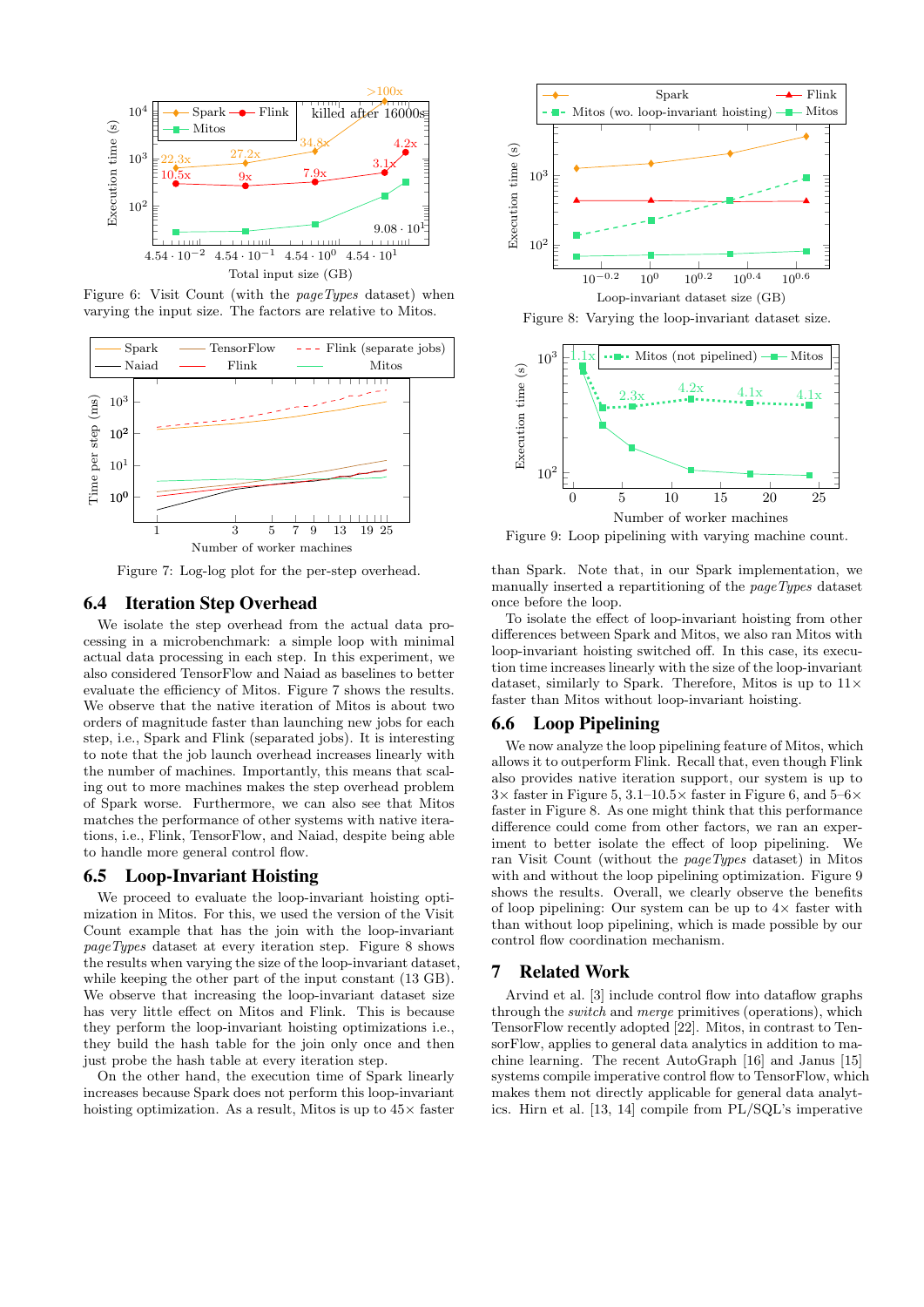Figure 6: Visit Count (with the *pageTypes* dataset) when varying the input size. The factors are relative to Mitos.

Figure 7: Log-log plot for the per-step overhead.

## 6.4 Iteration Step Overhead

We isolate the step overhead from the actual data processing in a microbenchmark: a simple loop with minimal actual data processing in each step. In this experiment, we also considered TensorFlow and Naiad as baselines to better evaluate the efficiency of Mitos. Figure 7 shows the results. We observe that the native iteration of Mitos is about two orders of magnitude faster than launching new jobs for each step, i.e., Spark and Flink (separated jobs). It is interesting to note that the job launch overhead increases linearly with the number of machines. Importantly, this means that scaling out to more machines makes the step overhead problem of Spark worse. Furthermore, we can also see that Mitos matches the performance of other systems with native iterations, i.e., Flink, TensorFlow, and Naiad, despite being able to handle more general control flow.

## 6.5 Loop-Invariant Hoisting

We proceed to evaluate the loop-invariant hoisting optimization in Mitos. For this, we used the version of the Visit Count example that has the join with the loop-invariant *pageTypes* dataset at every iteration step. Figure 8 shows the results when varying the size of the loop-invariant dataset, while keeping the other part of the input constant (13 GB). We observe that increasing the loop-invariant dataset size has very little effect on Mitos and Flink. This is because they perform the loop-invariant hoisting optimizations i.e., they build the hash table for the join only once and then just probe the hash table at every iteration step.

On the other hand, the execution time of Spark linearly increases because Spark does not perform this loop-invariant hoisting optimization. As a result, Mitos is up to 45× faster than Spark. Note that, in our Spark implementation, we manually inserted a repartitioning of the *pageTypes* dataset once before the loop.

To isolate the effect of loop-invariant hoisting from other differences between Spark and Mitos, we also ran Mitos with loop-invariant hoisting switched off. In this case, its execution time increases linearly with the size of the loop-invariant dataset, similarly to Spark. Therefore, Mitos is up to 11× faster than Mitos without loop-invariant hoisting.

Figure 8: Varying the loop-invariant dataset size.

Figure 9: Loop pipelining with varying machine count.

## 6.6 Loop Pipelining

We now analyze the loop pipelining feature of Mitos, which allows it to outperform Flink. Recall that, even though Flink also provides native iteration support, our system is up to 3× faster in Figure 5, 3.1–10.5× faster in Figure 6, and 5–6× faster in Figure 8. As one might think that this performance difference could come from other factors, we ran an experiment to better isolate the effect of loop pipelining. We ran Visit Count (without the *pageTypes* dataset) in Mitos with and without the loop pipelining optimization. Figure 9 shows the results. Overall, we clearly observe the benefits of loop pipelining: Our system can be up to 4× faster with than without loop pipelining, which is made possible by our control flow coordination mechanism.

# 7 Related Work

Arvind et al. [3] include control flow into dataflow graphs through the *switch* and *merge* primitives (operations), which TensorFlow recently adopted [22]. Mitos, in contrast to TensorFlow, applies to general data analytics in addition to machine learning. The recent AutoGraph [16] and Janus [15] systems compile imperative control flow to TensorFlow, which makes them not directly applicable for general data analytics. Hirn et al. [13, 14] compile from PL/SQL's imperative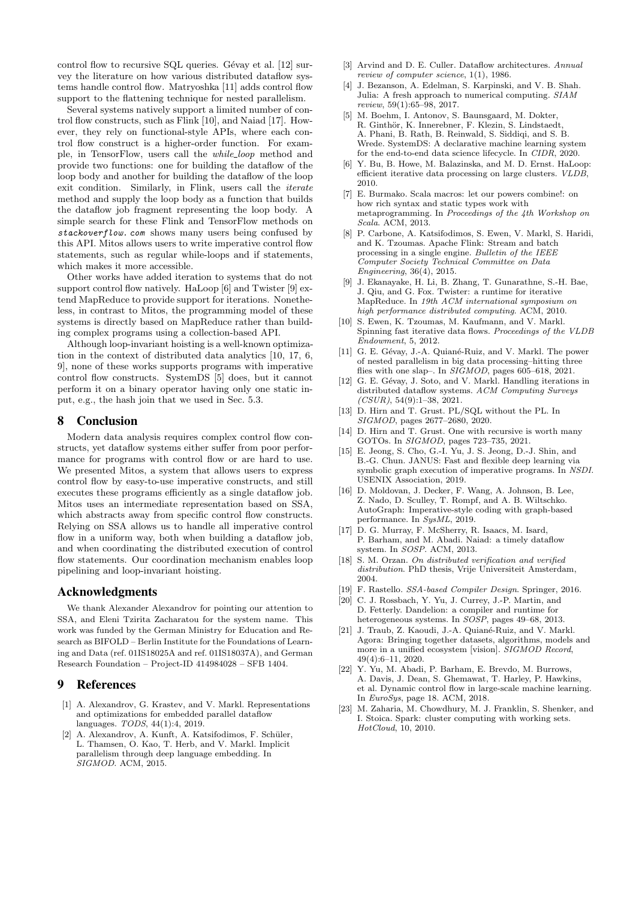control flow to recursive SQL queries. Gévay et al. [12] survey the literature on how various distributed dataflow systems handle control flow. Matryoshka [11] adds control flow support to the flattening technique for nested parallelism.

Several systems natively support a limited number of control flow constructs, such as Flink [10], and Naiad [17]. However, they rely on functional-style APIs, where each control flow construct is a higher-order function. For example, in TensorFlow, users call the *while_loop* method and provide two functions: one for building the dataflow of the loop body and another for building the dataflow of the loop exit condition. Similarly, in Flink, users call the *iterate* method and supply the loop body as a function that builds the dataflow job fragment representing the loop body. A simple search for these Flink and TensorFlow methods on *stackoverflow.com* shows many users being confused by this API. Mitos allows users to write imperative control flow statements, such as regular while-loops and if statements, which makes it more accessible.

Other works have added iteration to systems that do not support control flow natively. HaLoop [6] and Twister [9] extend MapReduce to provide support for iterations. Nonetheless, in contrast to Mitos, the programming model of these systems is directly based on MapReduce rather than building complex programs using a collection-based API.

Although loop-invariant hoisting is a well-known optimization in the context of distributed data analytics [10, 17, 6, 9], none of these works supports programs with imperative control flow constructs. SystemDS [5] does, but it cannot perform it on a binary operator having only one static input, e.g., the hash join that we used in Sec. 5.3.

# 8 Conclusion

Modern data analysis requires complex control flow constructs, yet dataflow systems either suffer from poor performance for programs with control flow or are hard to use. We presented Mitos, a system that allows users to express control flow by easy-to-use imperative constructs, and still executes these programs efficiently as a single dataflow job. Mitos uses an intermediate representation based on SSA, which abstracts away from specific control flow constructs. Relying on SSA allows us to handle all imperative control flow in a uniform way, both when building a dataflow job, and when coordinating the distributed execution of control flow statements. Our coordination mechanism enables loop pipelining and loop-invariant hoisting.

## Acknowledgments

We thank Alexander Alexandrov for pointing our attention to SSA, and Eleni Tzirita Zacharatou for the system name. This work was funded by the German Ministry for Education and Research as BIFOLD – Berlin Institute for the Foundations of Learning and Data (ref. 01IS18025A and ref. 01IS18037A), and German Research Foundation – Project-ID 414984028 – SFB 1404.

# 9 References

[1] A. Alexandrov, G. Krastev, and V. Markl. Representations and optimizations for embedded parallel dataflow languages. *TODS*, 44(1):4, 2019.

[2] A. Alexandrov, A. Kunft, A. Katsifodimos, F. Schüler, L. Thamsen, O. Kao, T. Herb, and V. Markl. Implicit parallelism through deep language embedding. In *SIGMOD*. ACM, 2015.

[3] Arvind and D. E. Culler. Dataflow architectures. *Annual review of computer science*, 1(1), 1986.

[4] J. Bezanson, A. Edelman, S. Karpinski, and V. B. Shah. Julia: A fresh approach to numerical computing. *SIAM review*, 59(1):65–98, 2017.

[5] M. Boehm, I. Antonov, S. Baunsgaard, M. Dokter, R. Ginthör, K. Innerebner, F. Klezin, S. Lindstaedt, A. Phani, B. Rath, B. Reinwald, S. Siddiqi, and S. B. Wrede. SystemDS: A declarative machine learning system for the end-to-end data science lifecycle. In *CIDR*, 2020.

[6] Y. Bu, B. Howe, M. Balazinska, and M. D. Ernst. HaLoop: efficient iterative data processing on large clusters. *VLDB*, 2010.

[7] E. Burmako. Scala macros: let our powers combine!: on how rich syntax and static types work with metaprogramming. In *Proceedings of the 4th Workshop on Scala*. ACM, 2013.

[8] P. Carbone, A. Katsifodimos, S. Ewen, V. Markl, S. Haridi, and K. Tzoumas. Apache Flink: Stream and batch processing in a single engine. *Bulletin of the IEEE Computer Society Technical Committee on Data Engineering*, 36(4), 2015.

[9] J. Ekanayake, H. Li, B. Zhang, T. Gunarathne, S.-H. Bae, J. Qiu, and G. Fox. Twister: a runtime for iterative MapReduce. In *19th ACM international symposium on high performance distributed computing*. ACM, 2010.

[10] S. Ewen, K. Tzoumas, M. Kaufmann, and V. Markl. Spinning fast iterative data flows. *Proceedings of the VLDB Endowment*, 5, 2012.

[11] G. E. Gévay, J.-A. Quiané-Ruiz, and V. Markl. The power of nested parallelism in big data processing–hitting three flies with one slap–. In *SIGMOD*, pages 605–618, 2021.

[12] G. E. Gévay, J. Soto, and V. Markl. Handling iterations in distributed dataflow systems. *ACM Computing Surveys (CSUR)*, 54(9):1–38, 2021.

[13] D. Hirn and T. Grust. PL/SQL without the PL. In *SIGMOD*, pages 2677–2680, 2020.

[14] D. Hirn and T. Grust. One with recursive is worth many GOTOs. In *SIGMOD*, pages 723–735, 2021.

[15] E. Jeong, S. Cho, G.-I. Yu, J. S. Jeong, D.-J. Shin, and B.-G. Chun. JANUS: Fast and flexible deep learning via symbolic graph execution of imperative programs. In *NSDI*. USENIX Association, 2019.

[16] D. Moldovan, J. Decker, F. Wang, A. Johnson, B. Lee, Z. Nado, D. Sculley, T. Rompf, and A. B. Wiltschko. AutoGraph: Imperative-style coding with graph-based performance. In *SysML*, 2019.

[17] D. G. Murray, F. McSherry, R. Isaacs, M. Isard, P. Barham, and M. Abadi. Naiad: a timely dataflow system. In *SOSP*. ACM, 2013.

[18] S. M. Orzan. *On distributed verification and verified distribution*. PhD thesis, Vrije Universiteit Amsterdam, 2004.

[19] F. Rastello. *SSA-based Compiler Design*. Springer, 2016.

[20] C. J. Rossbach, Y. Yu, J. Currey, J.-P. Martin, and D. Fetterly. Dandelion: a compiler and runtime for heterogeneous systems. In *SOSP*, pages 49–68, 2013.

[21] J. Traub, Z. Kaoudi, J.-A. Quiané-Ruiz, and V. Markl. Agora: Bringing together datasets, algorithms, models and more in a unified ecosystem [vision]. *SIGMOD Record*, 49(4):6–11, 2020.

[22] Y. Yu, M. Abadi, P. Barham, E. Brevdo, M. Burrows, A. Davis, J. Dean, S. Ghemawat, T. Harley, P. Hawkins, et al. Dynamic control flow in large-scale machine learning. In *EuroSys*, page 18. ACM, 2018.

[23] M. Zaharia, M. Chowdhury, M. J. Franklin, S. Shenker, and I. Stoica. Spark: cluster computing with working sets. *HotCloud*, 10, 2010.